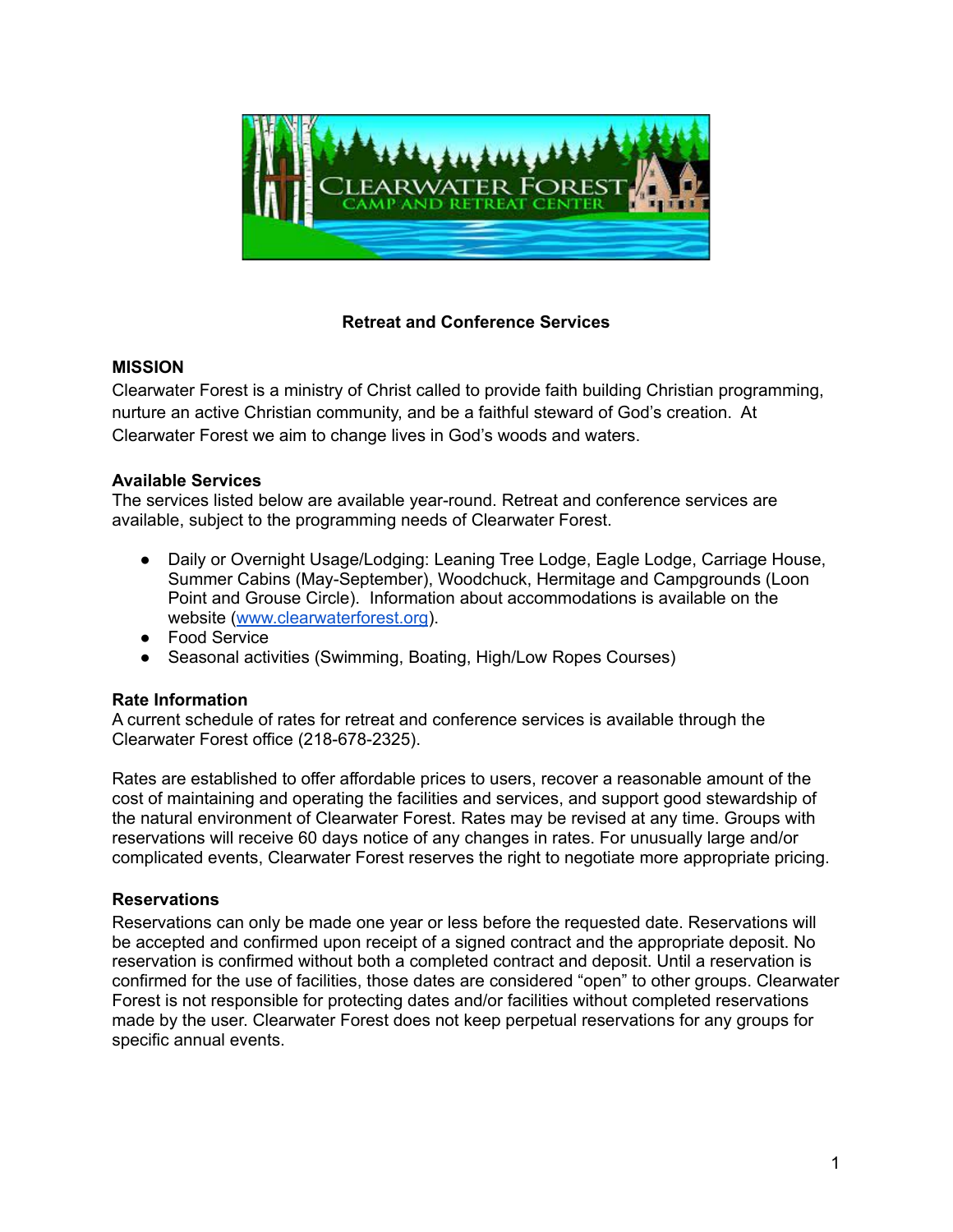**Retreat and Conference Services**

**MISSION**

Clearwater Forest is a ministry of Christ called to provide faith building Christian programming, nurture an active Christian community, and be a faithful steward of God's creation. At Clearwater Forest we aim to change lives in God's woods and waters.

**Available Services**

The services listed below are available year-round. Retreat and conference services are available, subject to the programming needs of Clearwater Forest.

- Daily or Overnight Usage/Lodging: Leaning Tree Lodge, Eagle Lodge, Carriage House, Summer Cabins (May-September), Woodchuck, Hermitage and Campgrounds (Loon Point and Grouse Circle). Information about accommodations is available on the website ([www.clearwaterforest.org](http://www.clearwaterforest.org)).
- Food Service
- Seasonal activities (Swimming, Boating, High/Low Ropes Courses)

**Rate Information**

A current schedule of rates for retreat and conference services is available through the Clearwater Forest office (218-678-2325).

Rates are established to offer affordable prices to users, recover a reasonable amount of the cost of maintaining and operating the facilities and services, and support good stewardship of the natural environment of Clearwater Forest. Rates may be revised at any time. Groups with reservations will receive 60 days notice of any changes in rates. For unusually large and/or complicated events, Clearwater Forest reserves the right to negotiate more appropriate pricing.

**Reservations**

Reservations can only be made one year or less before the requested date. Reservations will be accepted and confirmed upon receipt of a signed contract and the appropriate deposit. No reservation is confirmed without both a completed contract and deposit. Until a reservation is confirmed for the use of facilities, those dates are considered "open" to other groups. Clearwater Forest is not responsible for protecting dates and/or facilities without completed reservations made by the user. Clearwater Forest does not keep perpetual reservations for any groups for specific annual events.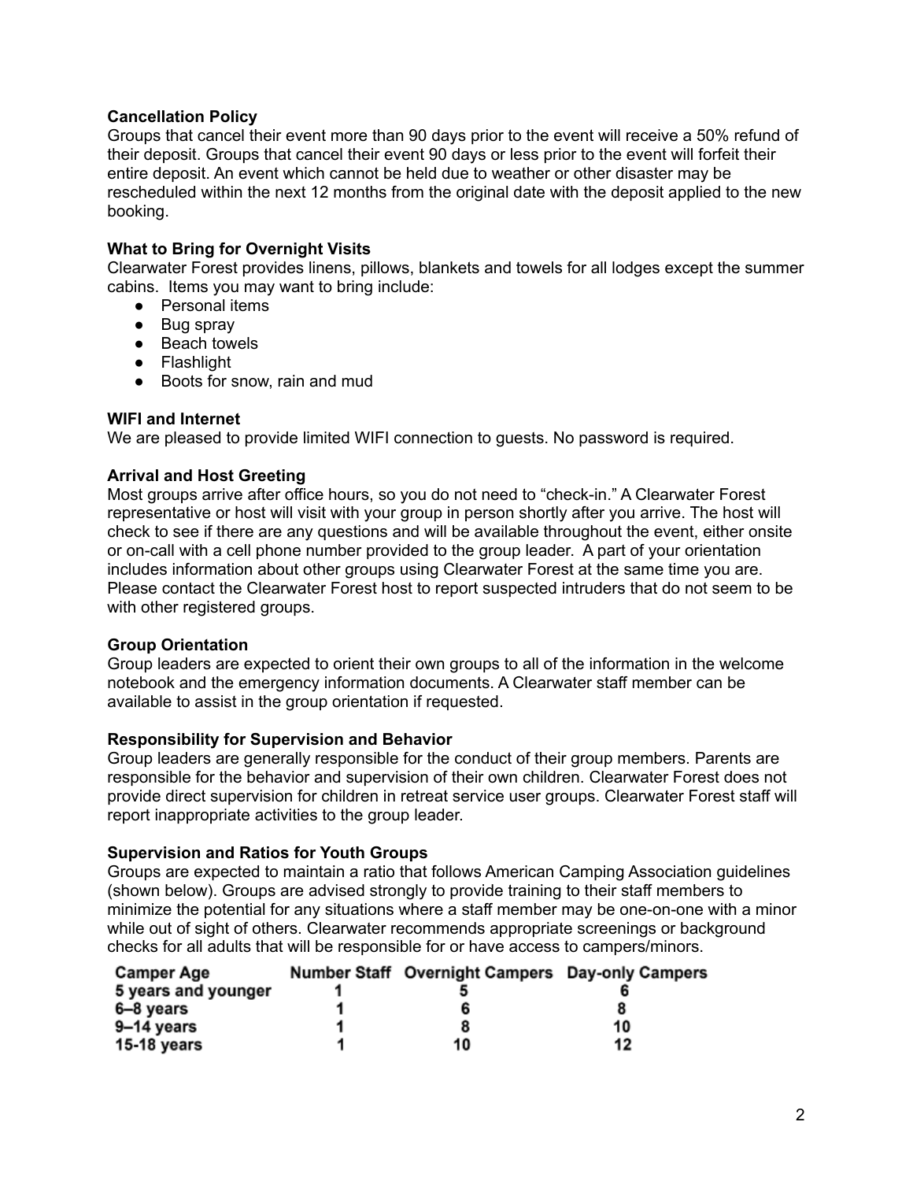**Cancellation Policy**

Groups that cancel their event more than 90 days prior to the event will receive a 50% refund of their deposit. Groups that cancel their event 90 days or less prior to the event will forfeit their entire deposit. An event which cannot be held due to weather or other disaster may be rescheduled within the next 12 months from the original date with the deposit applied to the new booking.

**What to Bring for Overnight Visits**

Clearwater Forest provides linens, pillows, blankets and towels for all lodges except the summer cabins. Items you may want to bring include:

- Personal items
- Bug spray
- Beach towels
- Flashlight
- Boots for snow, rain and mud

**WIFI and Internet**

We are pleased to provide limited WIFI connection to guests. No password is required.

**Arrival and Host Greeting**

Most groups arrive after office hours, so you do not need to "check-in." A Clearwater Forest representative or host will visit with your group in person shortly after you arrive. The host will check to see if there are any questions and will be available throughout the event, either onsite or on-call with a cell phone number provided to the group leader. A part of your orientation includes information about other groups using Clearwater Forest at the same time you are. Please contact the Clearwater Forest host to report suspected intruders that do not seem to be with other registered groups.

**Group Orientation**

Group leaders are expected to orient their own groups to all of the information in the welcome notebook and the emergency information documents. A Clearwater staff member can be available to assist in the group orientation if requested.

**Responsibility for Supervision and Behavior**

Group leaders are generally responsible for the conduct of their group members. Parents are responsible for the behavior and supervision of their own children. Clearwater Forest does not provide direct supervision for children in retreat service user groups. Clearwater Forest staff will report inappropriate activities to the group leader.

**Supervision and Ratios for Youth Groups**

Groups are expected to maintain a ratio that follows American Camping Association guidelines (shown below). Groups are advised strongly to provide training to their staff members to minimize the potential for any situations where a staff member may be one-on-one with a minor while out of sight of others. Clearwater recommends appropriate screenings or background checks for all adults that will be responsible for or have access to campers/minors.

| Camper Age | Number Staff | Overnight Campers | Day-only Campers |
|---|---|---|---|
| 5 years and younger | 1 | 5 | 6 |
| 6–8 years | 1 | 6 | 8 |
| 9–14 years | 1 | 8 | 10 |
| 15-18 years | 1 | 10 | 12 |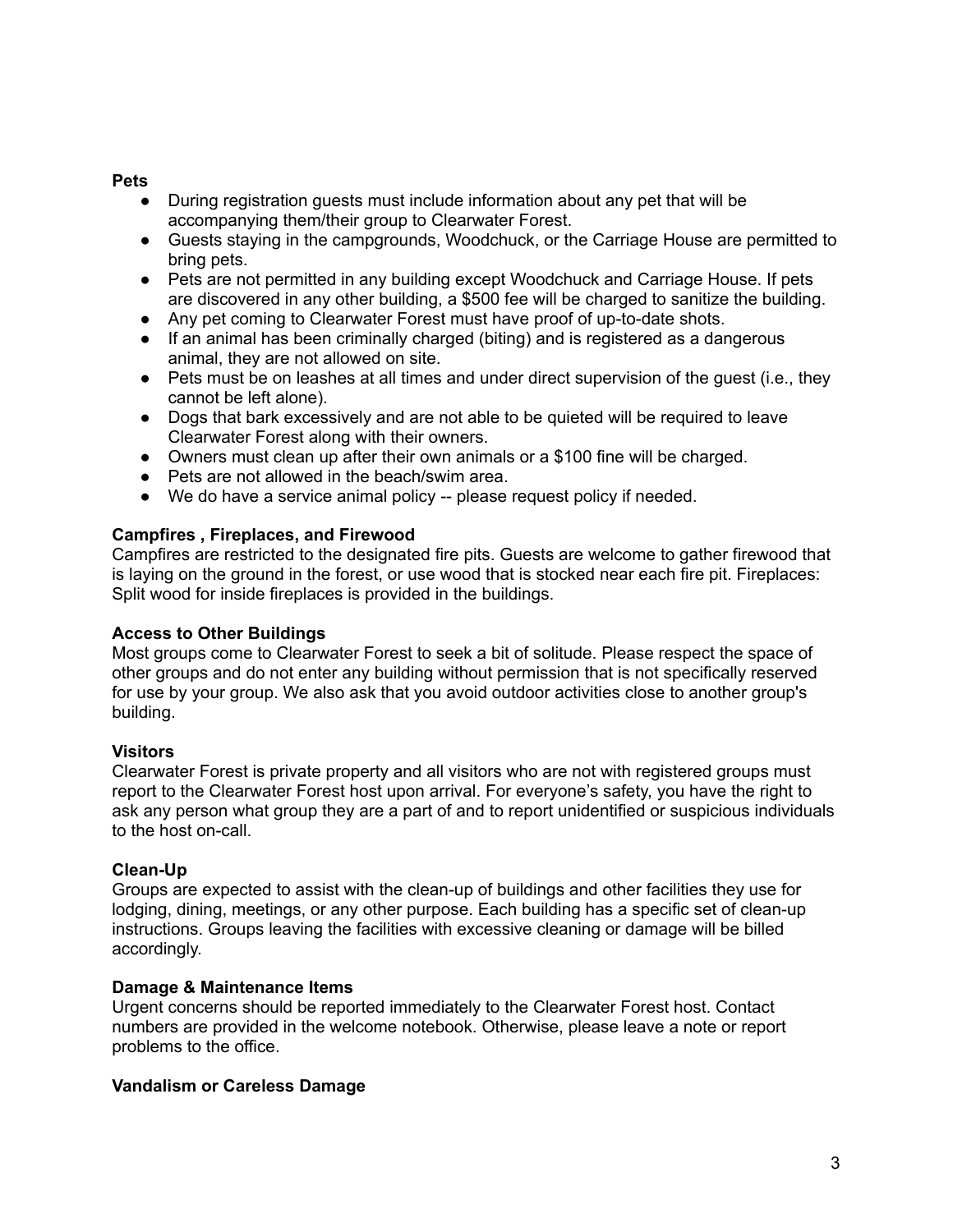**Pets**

- During registration guests must include information about any pet that will be accompanying them/their group to Clearwater Forest.
- Guests staying in the campgrounds, Woodchuck, or the Carriage House are permitted to bring pets.
- Pets are not permitted in any building except Woodchuck and Carriage House. If pets are discovered in any other building, a $500 fee will be charged to sanitize the building.
- Any pet coming to Clearwater Forest must have proof of up-to-date shots.
- If an animal has been criminally charged (biting) and is registered as a dangerous animal, they are not allowed on site.
- Pets must be on leashes at all times and under direct supervision of the guest (i.e., they cannot be left alone).
- Dogs that bark excessively and are not able to be quieted will be required to leave Clearwater Forest along with their owners.
- Owners must clean up after their own animals or a $100 fine will be charged.
- Pets are not allowed in the beach/swim area.
- We do have a service animal policy -- please request policy if needed.

**Campfires , Fireplaces, and Firewood**

Campfires are restricted to the designated fire pits. Guests are welcome to gather firewood that is laying on the ground in the forest, or use wood that is stocked near each fire pit. Fireplaces: Split wood for inside fireplaces is provided in the buildings.

**Access to Other Buildings**

Most groups come to Clearwater Forest to seek a bit of solitude. Please respect the space of other groups and do not enter any building without permission that is not specifically reserved for use by your group. We also ask that you avoid outdoor activities close to another group's building.

**Visitors**

Clearwater Forest is private property and all visitors who are not with registered groups must report to the Clearwater Forest host upon arrival. For everyone's safety, you have the right to ask any person what group they are a part of and to report unidentified or suspicious individuals to the host on-call.

**Clean-Up**

Groups are expected to assist with the clean-up of buildings and other facilities they use for lodging, dining, meetings, or any other purpose. Each building has a specific set of clean-up instructions. Groups leaving the facilities with excessive cleaning or damage will be billed accordingly.

**Damage & Maintenance Items**

Urgent concerns should be reported immediately to the Clearwater Forest host. Contact numbers are provided in the welcome notebook. Otherwise, please leave a note or report problems to the office.

**Vandalism or Careless Damage**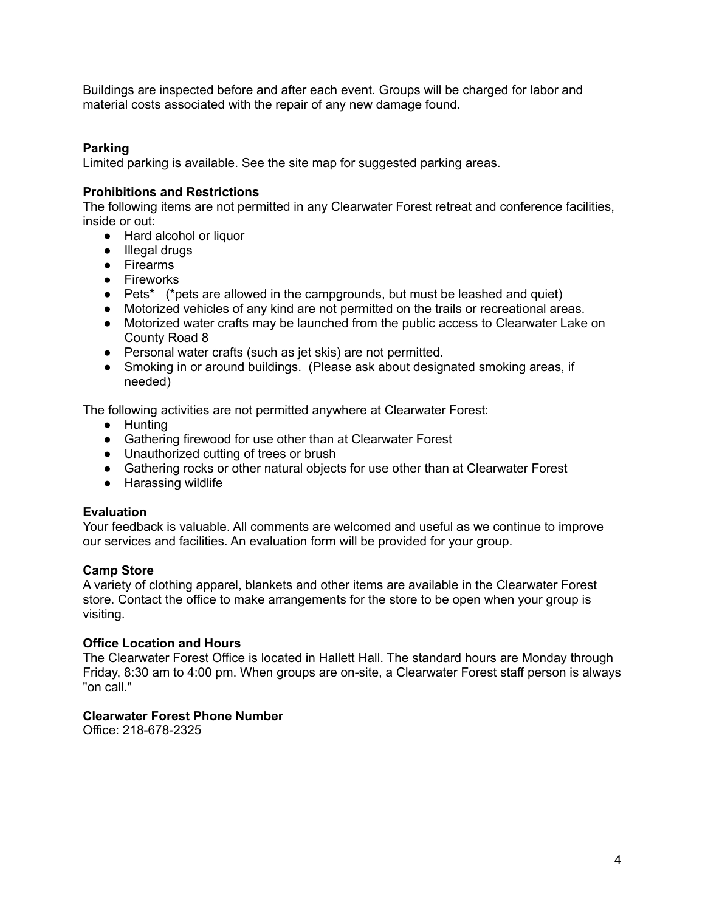Buildings are inspected before and after each event. Groups will be charged for labor and material costs associated with the repair of any new damage found.

**Parking**
Limited parking is available. See the site map for suggested parking areas.

**Prohibitions and Restrictions**
The following items are not permitted in any Clearwater Forest retreat and conference facilities, inside or out:

- Hard alcohol or liquor
- Illegal drugs
- Firearms
- Fireworks
- Pets* (*pets are allowed in the campgrounds, but must be leashed and quiet)
- Motorized vehicles of any kind are not permitted on the trails or recreational areas.
- Motorized water crafts may be launched from the public access to Clearwater Lake on County Road 8
- Personal water crafts (such as jet skis) are not permitted.
- Smoking in or around buildings. (Please ask about designated smoking areas, if needed)

The following activities are not permitted anywhere at Clearwater Forest:

- Hunting
- Gathering firewood for use other than at Clearwater Forest
- Unauthorized cutting of trees or brush
- Gathering rocks or other natural objects for use other than at Clearwater Forest
- Harassing wildlife

**Evaluation**
Your feedback is valuable. All comments are welcomed and useful as we continue to improve our services and facilities. An evaluation form will be provided for your group.

**Camp Store**
A variety of clothing apparel, blankets and other items are available in the Clearwater Forest store. Contact the office to make arrangements for the store to be open when your group is visiting.

**Office Location and Hours**
The Clearwater Forest Office is located in Hallett Hall. The standard hours are Monday through Friday, 8:30 am to 4:00 pm. When groups are on-site, a Clearwater Forest staff person is always "on call."

**Clearwater Forest Phone Number**
Office: 218-678-2325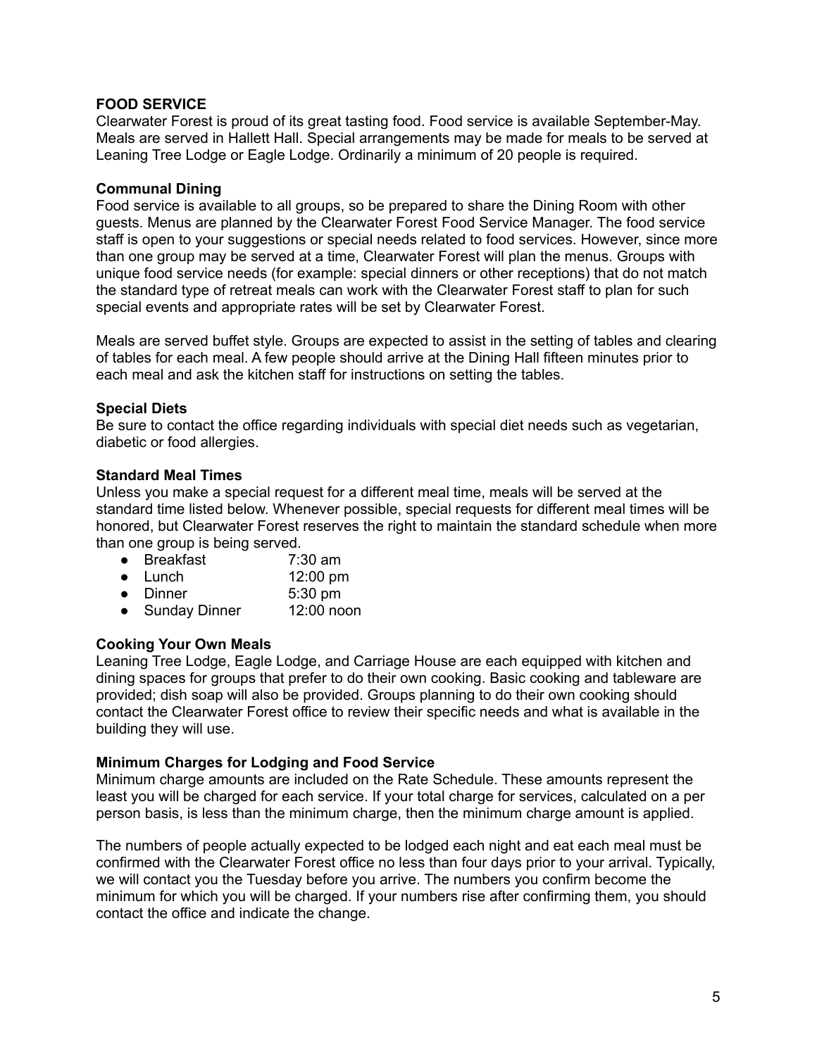## FOOD SERVICE

Clearwater Forest is proud of its great tasting food. Food service is available September-May. Meals are served in Hallett Hall. Special arrangements may be made for meals to be served at Leaning Tree Lodge or Eagle Lodge. Ordinarily a minimum of 20 people is required.

### Communal Dining

Food service is available to all groups, so be prepared to share the Dining Room with other guests. Menus are planned by the Clearwater Forest Food Service Manager. The food service staff is open to your suggestions or special needs related to food services. However, since more than one group may be served at a time, Clearwater Forest will plan the menus. Groups with unique food service needs (for example: special dinners or other receptions) that do not match the standard type of retreat meals can work with the Clearwater Forest staff to plan for such special events and appropriate rates will be set by Clearwater Forest.

Meals are served buffet style. Groups are expected to assist in the setting of tables and clearing of tables for each meal. A few people should arrive at the Dining Hall fifteen minutes prior to each meal and ask the kitchen staff for instructions on setting the tables.

### Special Diets

Be sure to contact the office regarding individuals with special diet needs such as vegetarian, diabetic or food allergies.

### Standard Meal Times

Unless you make a special request for a different meal time, meals will be served at the standard time listed below. Whenever possible, special requests for different meal times will be honored, but Clearwater Forest reserves the right to maintain the standard schedule when more than one group is being served.

- Breakfast 7:30 am
- Lunch 12:00 pm
- Dinner 5:30 pm
- Sunday Dinner 12:00 noon

### Cooking Your Own Meals

Leaning Tree Lodge, Eagle Lodge, and Carriage House are each equipped with kitchen and dining spaces for groups that prefer to do their own cooking. Basic cooking and tableware are provided; dish soap will also be provided. Groups planning to do their own cooking should contact the Clearwater Forest office to review their specific needs and what is available in the building they will use.

### Minimum Charges for Lodging and Food Service

Minimum charge amounts are included on the Rate Schedule. These amounts represent the least you will be charged for each service. If your total charge for services, calculated on a per person basis, is less than the minimum charge, then the minimum charge amount is applied.

The numbers of people actually expected to be lodged each night and eat each meal must be confirmed with the Clearwater Forest office no less than four days prior to your arrival. Typically, we will contact you the Tuesday before you arrive. The numbers you confirm become the minimum for which you will be charged. If your numbers rise after confirming them, you should contact the office and indicate the change.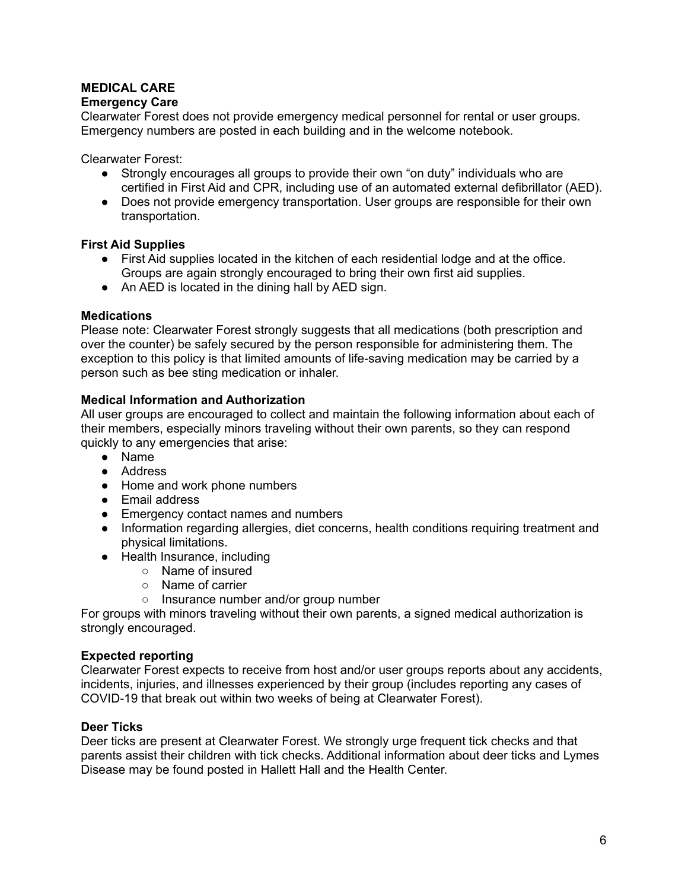## MEDICAL CARE

### Emergency Care

Clearwater Forest does not provide emergency medical personnel for rental or user groups. Emergency numbers are posted in each building and in the welcome notebook.

Clearwater Forest:

- Strongly encourages all groups to provide their own "on duty" individuals who are certified in First Aid and CPR, including use of an automated external defibrillator (AED).
- Does not provide emergency transportation. User groups are responsible for their own transportation.

### First Aid Supplies

- First Aid supplies located in the kitchen of each residential lodge and at the office. Groups are again strongly encouraged to bring their own first aid supplies.
- An AED is located in the dining hall by AED sign.

### Medications

Please note: Clearwater Forest strongly suggests that all medications (both prescription and over the counter) be safely secured by the person responsible for administering them. The exception to this policy is that limited amounts of life-saving medication may be carried by a person such as bee sting medication or inhaler.

### Medical Information and Authorization

All user groups are encouraged to collect and maintain the following information about each of their members, especially minors traveling without their own parents, so they can respond quickly to any emergencies that arise:

- Name
- Address
- Home and work phone numbers
- Email address
- Emergency contact names and numbers
- Information regarding allergies, diet concerns, health conditions requiring treatment and physical limitations.
- Health Insurance, including
  - Name of insured
  - Name of carrier
  - Insurance number and/or group number

For groups with minors traveling without their own parents, a signed medical authorization is strongly encouraged.

### Expected reporting

Clearwater Forest expects to receive from host and/or user groups reports about any accidents, incidents, injuries, and illnesses experienced by their group (includes reporting any cases of COVID-19 that break out within two weeks of being at Clearwater Forest).

### Deer Ticks

Deer ticks are present at Clearwater Forest. We strongly urge frequent tick checks and that parents assist their children with tick checks. Additional information about deer ticks and Lymes Disease may be found posted in Hallett Hall and the Health Center.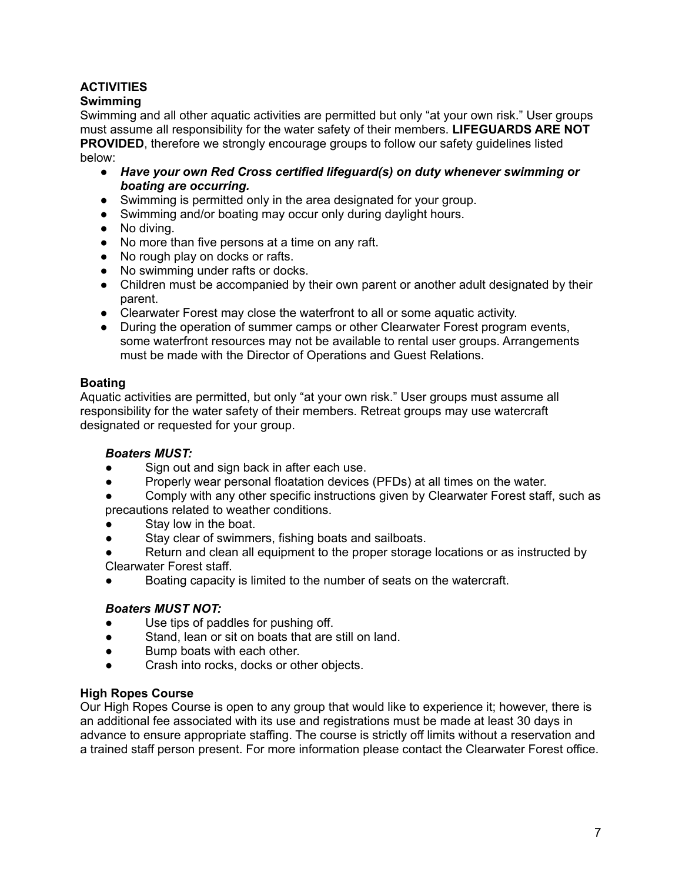## ACTIVITIES

### Swimming

Swimming and all other aquatic activities are permitted but only "at your own risk." User groups must assume all responsibility for the water safety of their members. **LIFEGUARDS ARE NOT PROVIDED**, therefore we strongly encourage groups to follow our safety guidelines listed below:

- ***Have your own Red Cross certified lifeguard(s) on duty whenever swimming or boating are occurring.***
- Swimming is permitted only in the area designated for your group.
- Swimming and/or boating may occur only during daylight hours.
- No diving.
- No more than five persons at a time on any raft.
- No rough play on docks or rafts.
- No swimming under rafts or docks.
- Children must be accompanied by their own parent or another adult designated by their parent.
- Clearwater Forest may close the waterfront to all or some aquatic activity.
- During the operation of summer camps or other Clearwater Forest program events, some waterfront resources may not be available to rental user groups. Arrangements must be made with the Director of Operations and Guest Relations.

### Boating

Aquatic activities are permitted, but only "at your own risk." User groups must assume all responsibility for the water safety of their members. Retreat groups may use watercraft designated or requested for your group.

***Boaters MUST:***

- Sign out and sign back in after each use.
- Properly wear personal floatation devices (PFDs) at all times on the water.
- Comply with any other specific instructions given by Clearwater Forest staff, such as precautions related to weather conditions.
- Stay low in the boat.
- Stay clear of swimmers, fishing boats and sailboats.
- Return and clean all equipment to the proper storage locations or as instructed by Clearwater Forest staff.
- Boating capacity is limited to the number of seats on the watercraft.

***Boaters MUST NOT:***

- Use tips of paddles for pushing off.
- Stand, lean or sit on boats that are still on land.
- Bump boats with each other.
- Crash into rocks, docks or other objects.

### High Ropes Course

Our High Ropes Course is open to any group that would like to experience it; however, there is an additional fee associated with its use and registrations must be made at least 30 days in advance to ensure appropriate staffing. The course is strictly off limits without a reservation and a trained staff person present. For more information please contact the Clearwater Forest office.